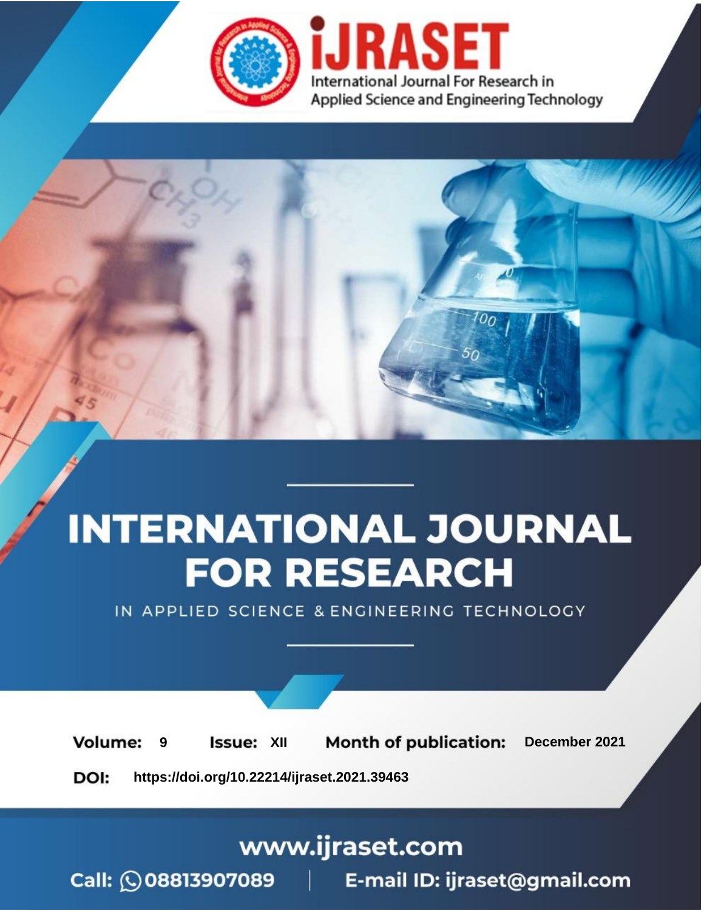# INTERNATIONAL JOURNAL FOR RESEARCH

IN APPLIED SCIENCE & ENGINEERING TECHNOLOGY

**Volume:** 9 **Issue:** XII **Month of publication:** December 2021

**DOI:** https://doi.org/10.22214/ijraset.2021.39463

www.ijraset.com

Call: 08813907089 | E-mail ID: ijraset@gmail.com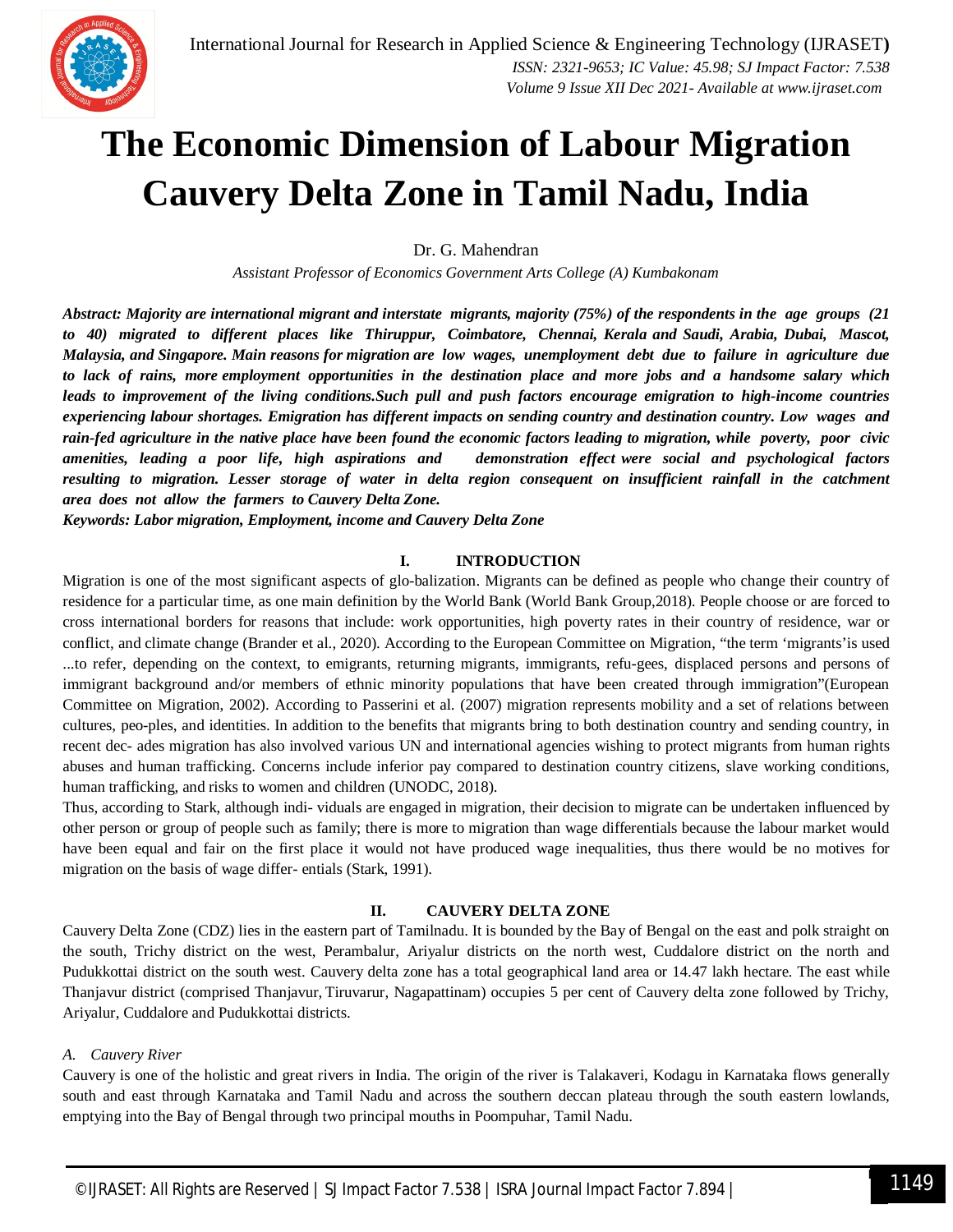# The Economic Dimension of Labour Migration Cauvery Delta Zone in Tamil Nadu, India

Dr. G. Mahendran

*Assistant Professor of Economics Government Arts College (A) Kumbakonam*

***Abstract:** Majority are international migrant and interstate migrants, majority (75%) of the respondents in the age groups (21 to 40) migrated to different places like Thiruppur, Coimbatore, Chennai, Kerala and Saudi, Arabia, Dubai, Mascot, Malaysia, and Singapore. Main reasons for migration are low wages, unemployment debt due to failure in agriculture due to lack of rains, more employment opportunities in the destination place and more jobs and a handsome salary which leads to improvement of the living conditions.Such pull and push factors encourage emigration to high-income countries experiencing labour shortages. Emigration has different impacts on sending country and destination country. Low wages and rain-fed agriculture in the native place have been found the economic factors leading to migration, while poverty, poor civic amenities, leading a poor life, high aspirations and demonstration effect were social and psychological factors resulting to migration. Lesser storage of water in delta region consequent on insufficient rainfall in the catchment area does not allow the farmers to Cauvery Delta Zone.*

***Keywords:** Labor migration, Employment, income and Cauvery Delta Zone*

## I. INTRODUCTION

Migration is one of the most significant aspects of glo-balization. Migrants can be defined as people who change their country of residence for a particular time, as one main definition by the World Bank (World Bank Group,2018). People choose or are forced to cross international borders for reasons that include: work opportunities, high poverty rates in their country of residence, war or conflict, and climate change (Brander et al., 2020). According to the European Committee on Migration, "the term 'migrants'is used ...to refer, depending on the context, to emigrants, returning migrants, immigrants, refu-gees, displaced persons and persons of immigrant background and/or members of ethnic minority populations that have been created through immigration"(European Committee on Migration, 2002). According to Passerini et al. (2007) migration represents mobility and a set of relations between cultures, peo-ples, and identities. In addition to the benefits that migrants bring to both destination country and sending country, in recent dec- ades migration has also involved various UN and international agencies wishing to protect migrants from human rights abuses and human trafficking. Concerns include inferior pay compared to destination country citizens, slave working conditions, human trafficking, and risks to women and children (UNODC, 2018).

Thus, according to Stark, although indi- viduals are engaged in migration, their decision to migrate can be undertaken influenced by other person or group of people such as family; there is more to migration than wage differentials because the labour market would have been equal and fair on the first place it would not have produced wage inequalities, thus there would be no motives for migration on the basis of wage differ- entials (Stark, 1991).

## II. CAUVERY DELTA ZONE

Cauvery Delta Zone (CDZ) lies in the eastern part of Tamilnadu. It is bounded by the Bay of Bengal on the east and polk straight on the south, Trichy district on the west, Perambalur, Ariyalur districts on the north west, Cuddalore district on the north and Pudukkottai district on the south west. Cauvery delta zone has a total geographical land area or 14.47 lakh hectare. The east while Thanjavur district (comprised Thanjavur, Tiruvarur, Nagapattinam) occupies 5 per cent of Cauvery delta zone followed by Trichy, Ariyalur, Cuddalore and Pudukkottai districts.

### *A. Cauvery River*

Cauvery is one of the holistic and great rivers in India. The origin of the river is Talakaveri, Kodagu in Karnataka flows generally south and east through Karnataka and Tamil Nadu and across the southern deccan plateau through the south eastern lowlands, emptying into the Bay of Bengal through two principal mouths in Poompuhar, Tamil Nadu.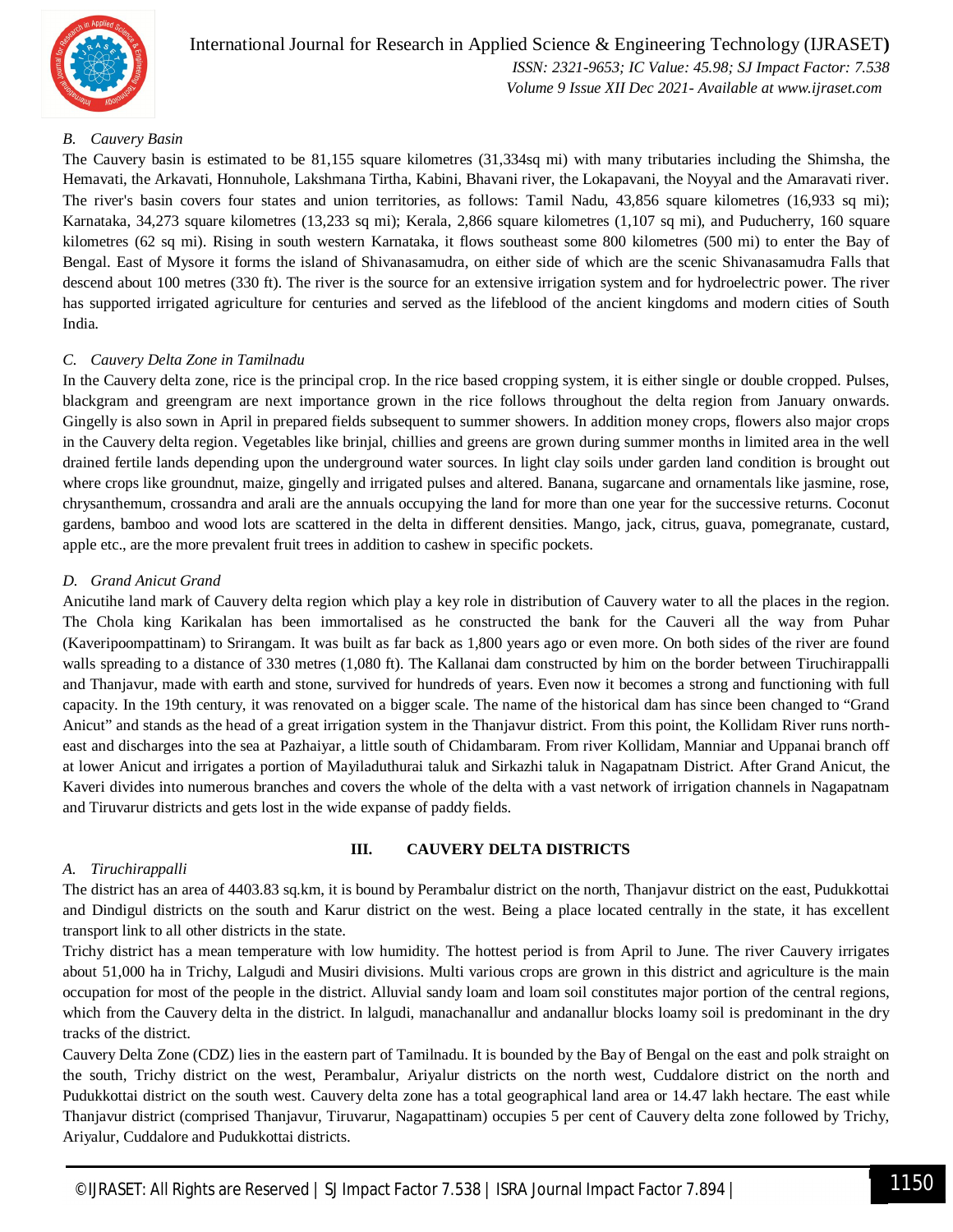### B. Cauvery Basin

The Cauvery basin is estimated to be 81,155 square kilometres (31,334sq mi) with many tributaries including the Shimsha, the Hemavati, the Arkavati, Honnuhole, Lakshmana Tirtha, Kabini, Bhavani river, the Lokapavani, the Noyyal and the Amaravati river. The river's basin covers four states and union territories, as follows: Tamil Nadu, 43,856 square kilometres (16,933 sq mi); Karnataka, 34,273 square kilometres (13,233 sq mi); Kerala, 2,866 square kilometres (1,107 sq mi), and Puducherry, 160 square kilometres (62 sq mi). Rising in south western Karnataka, it flows southeast some 800 kilometres (500 mi) to enter the Bay of Bengal. East of Mysore it forms the island of Shivanasamudra, on either side of which are the scenic Shivanasamudra Falls that descend about 100 metres (330 ft). The river is the source for an extensive irrigation system and for hydroelectric power. The river has supported irrigated agriculture for centuries and served as the lifeblood of the ancient kingdoms and modern cities of South India.

### C. Cauvery Delta Zone in Tamilnadu

In the Cauvery delta zone, rice is the principal crop. In the rice based cropping system, it is either single or double cropped. Pulses, blackgram and greengram are next importance grown in the rice follows throughout the delta region from January onwards. Gingelly is also sown in April in prepared fields subsequent to summer showers. In addition money crops, flowers also major crops in the Cauvery delta region. Vegetables like brinjal, chillies and greens are grown during summer months in limited area in the well drained fertile lands depending upon the underground water sources. In light clay soils under garden land condition is brought out where crops like groundnut, maize, gingelly and irrigated pulses and altered. Banana, sugarcane and ornamentals like jasmine, rose, chrysanthemum, crossandra and arali are the annuals occupying the land for more than one year for the successive returns. Coconut gardens, bamboo and wood lots are scattered in the delta in different densities. Mango, jack, citrus, guava, pomegranate, custard, apple etc., are the more prevalent fruit trees in addition to cashew in specific pockets.

### D. Grand Anicut Grand

Anicutihe land mark of Cauvery delta region which play a key role in distribution of Cauvery water to all the places in the region. The Chola king Karikalan has been immortalised as he constructed the bank for the Cauveri all the way from Puhar (Kaveripoompattinam) to Srirangam. It was built as far back as 1,800 years ago or even more. On both sides of the river are found walls spreading to a distance of 330 metres (1,080 ft). The Kallanai dam constructed by him on the border between Tiruchirappalli and Thanjavur, made with earth and stone, survived for hundreds of years. Even now it becomes a strong and functioning with full capacity. In the 19th century, it was renovated on a bigger scale. The name of the historical dam has since been changed to "Grand Anicut" and stands as the head of a great irrigation system in the Thanjavur district. From this point, the Kollidam River runs north-east and discharges into the sea at Pazhaiyar, a little south of Chidambaram. From river Kollidam, Manniar and Uppanai branch off at lower Anicut and irrigates a portion of Mayiladuthurai taluk and Sirkazhi taluk in Nagapatnam District. After Grand Anicut, the Kaveri divides into numerous branches and covers the whole of the delta with a vast network of irrigation channels in Nagapatnam and Tiruvarur districts and gets lost in the wide expanse of paddy fields.

## III. CAUVERY DELTA DISTRICTS

### A. Tiruchirappalli

The district has an area of 4403.83 sq.km, it is bound by Perambalur district on the north, Thanjavur district on the east, Pudukkottai and Dindigul districts on the south and Karur district on the west. Being a place located centrally in the state, it has excellent transport link to all other districts in the state.

Trichy district has a mean temperature with low humidity. The hottest period is from April to June. The river Cauvery irrigates about 51,000 ha in Trichy, Lalgudi and Musiri divisions. Multi various crops are grown in this district and agriculture is the main occupation for most of the people in the district. Alluvial sandy loam and loam soil constitutes major portion of the central regions, which from the Cauvery delta in the district. In lalgudi, manachanallur and andanallur blocks loamy soil is predominant in the dry tracks of the district.

Cauvery Delta Zone (CDZ) lies in the eastern part of Tamilnadu. It is bounded by the Bay of Bengal on the east and polk straight on the south, Trichy district on the west, Perambalur, Ariyalur districts on the north west, Cuddalore district on the north and Pudukkottai district on the south west. Cauvery delta zone has a total geographical land area or 14.47 lakh hectare. The east while Thanjavur district (comprised Thanjavur, Tiruvarur, Nagapattinam) occupies 5 per cent of Cauvery delta zone followed by Trichy, Ariyalur, Cuddalore and Pudukkottai districts.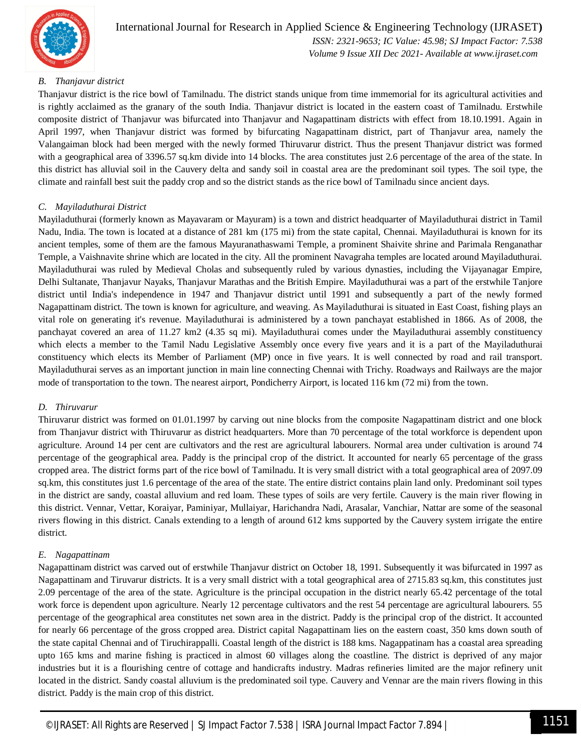### *B. Thanjavur district*

Thanjavur district is the rice bowl of Tamilnadu. The district stands unique from time immemorial for its agricultural activities and is rightly acclaimed as the granary of the south India. Thanjavur district is located in the eastern coast of Tamilnadu. Erstwhile composite district of Thanjavur was bifurcated into Thanjavur and Nagapattinam districts with effect from 18.10.1991. Again in April 1997, when Thanjavur district was formed by bifurcating Nagapattinam district, part of Thanjavur area, namely the Valangaiman block had been merged with the newly formed Thiruvarur district. Thus the present Thanjavur district was formed with a geographical area of 3396.57 sq.km divide into 14 blocks. The area constitutes just 2.6 percentage of the area of the state. In this district has alluvial soil in the Cauvery delta and sandy soil in coastal area are the predominant soil types. The soil type, the climate and rainfall best suit the paddy crop and so the district stands as the rice bowl of Tamilnadu since ancient days.

### *C. Mayiladuthurai District*

Mayiladuthurai (formerly known as Mayavaram or Mayuram) is a town and district headquarter of Mayiladuthurai district in Tamil Nadu, India. The town is located at a distance of 281 km (175 mi) from the state capital, Chennai. Mayiladuthurai is known for its ancient temples, some of them are the famous Mayuranathaswami Temple, a prominent Shaivite shrine and Parimala Renganathar Temple, a Vaishnavite shrine which are located in the city. All the prominent Navagraha temples are located around Mayiladuthurai. Mayiladuthurai was ruled by Medieval Cholas and subsequently ruled by various dynasties, including the Vijayanagar Empire, Delhi Sultanate, Thanjavur Nayaks, Thanjavur Marathas and the British Empire. Mayiladuthurai was a part of the erstwhile Tanjore district until India's independence in 1947 and Thanjavur district until 1991 and subsequently a part of the newly formed Nagapattinam district. The town is known for agriculture, and weaving. As Mayiladuthurai is situated in East Coast, fishing plays an vital role on generating it's revenue. Mayiladuthurai is administered by a town panchayat established in 1866. As of 2008, the panchayat covered an area of 11.27 km2 (4.35 sq mi). Mayiladuthurai comes under the Mayiladuthurai assembly constituency which elects a member to the Tamil Nadu Legislative Assembly once every five years and it is a part of the Mayiladuthurai constituency which elects its Member of Parliament (MP) once in five years. It is well connected by road and rail transport. Mayiladuthurai serves as an important junction in main line connecting Chennai with Trichy. Roadways and Railways are the major mode of transportation to the town. The nearest airport, Pondicherry Airport, is located 116 km (72 mi) from the town.

### *D. Thiruvarur*

Thiruvarur district was formed on 01.01.1997 by carving out nine blocks from the composite Nagapattinam district and one block from Thanjavur district with Thiruvarur as district headquarters. More than 70 percentage of the total workforce is dependent upon agriculture. Around 14 per cent are cultivators and the rest are agricultural labourers. Normal area under cultivation is around 74 percentage of the geographical area. Paddy is the principal crop of the district. It accounted for nearly 65 percentage of the grass cropped area. The district forms part of the rice bowl of Tamilnadu. It is very small district with a total geographical area of 2097.09 sq.km, this constitutes just 1.6 percentage of the area of the state. The entire district contains plain land only. Predominant soil types in the district are sandy, coastal alluvium and red loam. These types of soils are very fertile. Cauvery is the main river flowing in this district. Vennar, Vettar, Koraiyar, Paminiyar, Mullaiyar, Harichandra Nadi, Arasalar, Vanchiar, Nattar are some of the seasonal rivers flowing in this district. Canals extending to a length of around 612 kms supported by the Cauvery system irrigate the entire district.

### *E. Nagapattinam*

Nagapattinam district was carved out of erstwhile Thanjavur district on October 18, 1991. Subsequently it was bifurcated in 1997 as Nagapattinam and Tiruvarur districts. It is a very small district with a total geographical area of 2715.83 sq.km, this constitutes just 2.09 percentage of the area of the state. Agriculture is the principal occupation in the district nearly 65.42 percentage of the total work force is dependent upon agriculture. Nearly 12 percentage cultivators and the rest 54 percentage are agricultural labourers. 55 percentage of the geographical area constitutes net sown area in the district. Paddy is the principal crop of the district. It accounted for nearly 66 percentage of the gross cropped area. District capital Nagapattinam lies on the eastern coast, 350 kms down south of the state capital Chennai and of Tiruchirappalli. Coastal length of the district is 188 kms. Nagappatinam has a coastal area spreading upto 165 kms and marine fishing is practiced in almost 60 villages along the coastline. The district is deprived of any major industries but it is a flourishing centre of cottage and handicrafts industry. Madras refineries limited are the major refinery unit located in the district. Sandy coastal alluvium is the predominated soil type. Cauvery and Vennar are the main rivers flowing in this district. Paddy is the main crop of this district.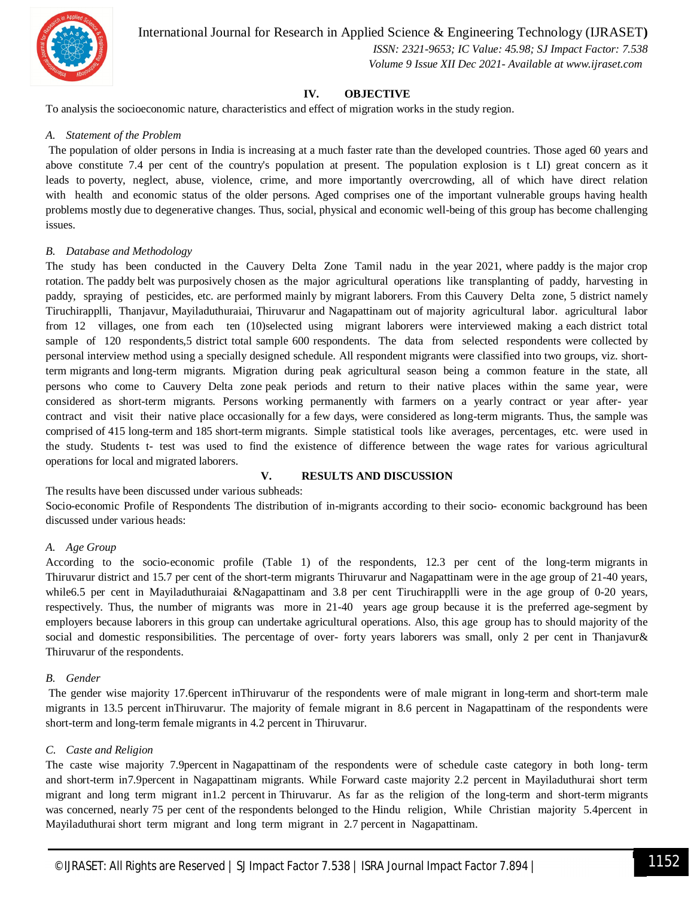## IV. OBJECTIVE

To analysis the socioeconomic nature, characteristics and effect of migration works in the study region.

### *A. Statement of the Problem*

The population of older persons in India is increasing at a much faster rate than the developed countries. Those aged 60 years and above constitute 7.4 per cent of the country's population at present. The population explosion is t LI) great concern as it leads to poverty, neglect, abuse, violence, crime, and more importantly overcrowding, all of which have direct relation with health and economic status of the older persons. Aged comprises one of the important vulnerable groups having health problems mostly due to degenerative changes. Thus, social, physical and economic well-being of this group has become challenging issues.

### *B. Database and Methodology*

The study has been conducted in the Cauvery Delta Zone Tamil nadu in the year 2021, where paddy is the major crop rotation. The paddy belt was purposively chosen as the major agricultural operations like transplanting of paddy, harvesting in paddy, spraying of pesticides, etc. are performed mainly by migrant laborers. From this Cauvery Delta zone, 5 district namely Tiruchirapplli, Thanjavur, Mayiladuthuraiai, Thiruvarur and Nagapattinam out of majority agricultural labor. agricultural labor from 12 villages, one from each ten (10)selected using migrant laborers were interviewed making a each district total sample of 120 respondents,5 district total sample 600 respondents. The data from selected respondents were collected by personal interview method using a specially designed schedule. All respondent migrants were classified into two groups, viz. short-term migrants and long-term migrants. Migration during peak agricultural season being a common feature in the state, all persons who come to Cauvery Delta zone peak periods and return to their native places within the same year, were considered as short-term migrants. Persons working permanently with farmers on a yearly contract or year after- year contract and visit their native place occasionally for a few days, were considered as long-term migrants. Thus, the sample was comprised of 415 long-term and 185 short-term migrants. Simple statistical tools like averages, percentages, etc. were used in the study. Students t- test was used to find the existence of difference between the wage rates for various agricultural operations for local and migrated laborers.

## V. RESULTS AND DISCUSSION

The results have been discussed under various subheads:

Socio-economic Profile of Respondents The distribution of in-migrants according to their socio- economic background has been discussed under various heads:

### *A. Age Group*

According to the socio-economic profile (Table 1) of the respondents, 12.3 per cent of the long-term migrants in Thiruvarur district and 15.7 per cent of the short-term migrants Thiruvarur and Nagapattinam were in the age group of 21-40 years, while6.5 per cent in Mayiladuthuraiai &Nagapattinam and 3.8 per cent Tiruchirapplli were in the age group of 0-20 years, respectively. Thus, the number of migrants was more in 21-40 years age group because it is the preferred age-segment by employers because laborers in this group can undertake agricultural operations. Also, this age group has to should majority of the social and domestic responsibilities. The percentage of over- forty years laborers was small, only 2 per cent in Thanjavur& Thiruvarur of the respondents.

### *B. Gender*

The gender wise majority 17.6percent inThiruvarur of the respondents were of male migrant in long-term and short-term male migrants in 13.5 percent inThiruvarur. The majority of female migrant in 8.6 percent in Nagapattinam of the respondents were short-term and long-term female migrants in 4.2 percent in Thiruvarur.

### *C. Caste and Religion*

The caste wise majority 7.9percent in Nagapattinam of the respondents were of schedule caste category in both long- term and short-term in7.9percent in Nagapattinam migrants. While Forward caste majority 2.2 percent in Mayiladuthurai short term migrant and long term migrant in1.2 percent in Thiruvarur. As far as the religion of the long-term and short-term migrants was concerned, nearly 75 per cent of the respondents belonged to the Hindu religion, While Christian majority 5.4percent in Mayiladuthurai short term migrant and long term migrant in 2.7 percent in Nagapattinam.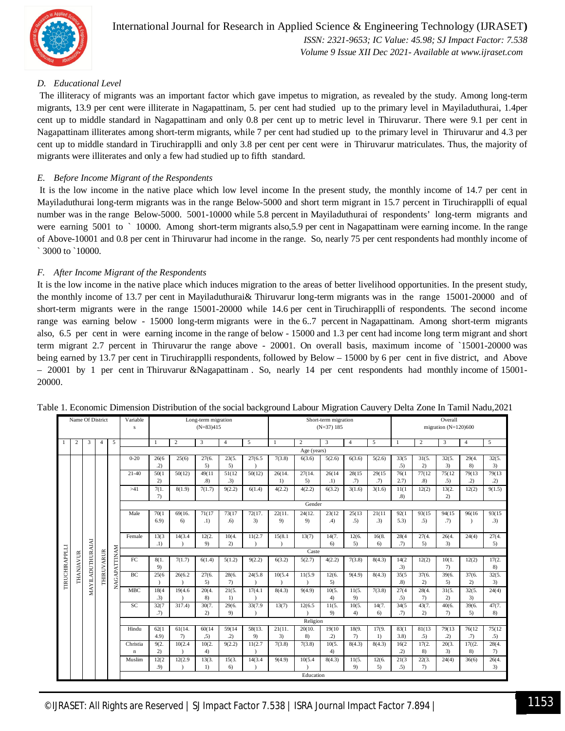*D. Educational Level*

The illiteracy of migrants was an important factor which gave impetus to migration, as revealed by the study. Among long-term migrants, 13.9 per cent were illiterate in Nagapattinam, 5. per cent had studied up to the primary level in Mayiladuthurai, 1.4per cent up to middle standard in Nagapattinam and only 0.8 per cent up to metric level in Thiruvarur. There were 9.1 per cent in Nagapattinam illiterates among short-term migrants, while 7 per cent had studied up to the primary level in Thiruvarur and 4.3 per cent up to middle standard in Tiruchirapplli and only 3.8 per cent per cent were in Thiruvarur matriculates. Thus, the majority of migrants were illiterates and only a few had studied up to fifth standard.

*E. Before Income Migrant of the Respondents*

It is the low income in the native place which low level income In the present study, the monthly income of 14.7 per cent in Mayiladuthurai long-term migrants was in the range Below-5000 and short term migrant in 15.7 percent in Tiruchirapplli of equal number was in the range Below-5000. 5001-10000 while 5.8 percent in Mayiladuthurai of respondents' long-term migrants and were earning 5001 to ` 10000. Among short-term migrants also,5.9 per cent in Nagapattinam were earning income. In the range of Above-10001 and 0.8 per cent in Thiruvarur had income in the range. So, nearly 75 per cent respondents had monthly income of ` 3000 to `10000.

*F. After Income Migrant of the Respondents*

It is the low income in the native place which induces migration to the areas of better livelihood opportunities. In the present study, the monthly income of 13.7 per cent in Mayiladuthurai& Thiruvarur long-term migrants was in the range 15001-20000 and of short-term migrants were in the range 15001-20000 while 14.6 per cent in Tiruchirapplli of respondents. The second income range was earning below - 15000 long-term migrants were in the 6..7 percent in Nagapattinam. Among short-term migrants also, 6.5 per cent in were earning income in the range of below - 15000 and 1.3 per cent had income long term migrant and short term migrant 2.7 percent in Thiruvarur the range above - 20001. On overall basis, maximum income of `15001-20000 was being earned by 13.7 per cent in Tiruchirapplli respondents, followed by Below – 15000 by 6 per cent in five district, and Above – 20001 by 1 per cent in Thiruvarur &Nagapattinam . So, nearly 14 per cent respondents had monthly income of 15001-20000.

Table 1. Economic Dimension Distribution of the social background Labour Migration Cauvery Delta Zone In Tamil Nadu,2021

| Name Of District | | | | | Variables | Long-term migration (N=83)415 | | | | | Short-term migration (N=37) 185 | | | | | Overall migration (N=120)600 | | | | |
|---|---|---|---|---|---|---|---|---|---|---|---|---|---|---|---|---|---|---|---|---|
| 1 | 2 | 3 | 4 | 5 | | 1 | 2 | 3 | 4 | 5 | 1 | 2 | 3 | 4 | 5 | 1 | 2 | 3 | 4 | 5 |
| TIRUCHIRAPPLLI | THANJAVUR | MAYILADUTHURAI | THIRUVARUR | NAGAPATTINAM | **Age (years)** | | | | | | | | | | | | | | | |
| | | | | | 0-20 | 26(6.2) | 25(6) | 27(6.5) | 23(5.5) | 27(6.5) | 7(3.8) | 6(3.6) | 5(2.6) | 6(3.6) | 5(2.6) | 33(5.5) | 31(5.2) | 32(5.3) | 29(4.8) | 32(5.3) |
| | | | | | 21-40 | 50(12) | 50(12) | 49(11.8) | 51(12.3) | 50(12) | 26(14.1) | 27(14.5) | 26(14.1) | 28(15.7) | 29(15.7) | 76(12.7) | 77(12.8) | 75(12.5) | 79(13.2) | 79(13.2) |
| | | | | | >41 | 7(1.7) | 8(1.9) | 7(1.7) | 9(2.2) | 6(1.4) | 4(2.2) | 4(2.2) | 6(3.2) | 3(1.6) | 3(1.6) | 11(1.8) | 12(2) | 13(2.2) | 12(2) | 9(1.5) |
| | | | | | **Gender** | | | | | | | | | | | | | | | |
| | | | | | Male | 70(16.9) | 69(16.6) | 71(17.1) | 73(17.6) | 72(17.3) | 22(11.9) | 24(12.9) | 23(12.4) | 25(13.5) | 21(11.3) | 92(15.3) | 93(15.5) | 94(15.7) | 96(16) | 93(15.3) |
| | | | | | Female | 13(3.1) | 14(3.4) | 12(2.9) | 10(4.2) | 11(2.7) | 15(8.1) | 13(7) | 14(7.6) | 12(6.5) | 16(8.6) | 28(4.7) | 27(4.5) | 26(4.3) | 24(4) | 27(4.5) |
| | | | | | **Caste** | | | | | | | | | | | | | | | |
| | | | | | FC | 8(1.9) | 7(1.7) | 6(1.4) | 5(1.2) | 9(2.2) | 6(3.2) | 5(2.7) | 4(2.2) | 7(3.8) | 8(4.3) | 14(2.3) | 12(2) | 10(1.7) | 12(2) | 17(2.8) |
| | | | | | BC | 25(6) | 26(6.2) | 27(6.5) | 28(6.7) | 24(5.8) | 10(5.4) | 11(5.9) | 12(6.5) | 9(4.9) | 8(4.3) | 35(5.8) | 37(6.2) | 39(6.5) | 37(6.2) | 32(5.3) |
| | | | | | MBC | 18(4.3) | 19(4.6) | 20(4.8) | 21(5.1) | 17(4.1) | 8(4.3) | 9(4.9) | 10(5.4) | 11(5.9) | 7(3.8) | 27(4.5) | 28(4.7) | 31(5.2) | 32(5.3) | 24(4) |
| | | | | | SC | 32(7.7) | 317.4) | 30(7.2) | 29(6.9) | 33(7.9) | 13(7) | 12(6.5) | 11(5.9) | 10(5.4) | 14(7.6) | 34(5.7) | 43(7.2) | 40(6.7) | 39(6.5) | 47(7.8) |
| | | | | | **Religion** | | | | | | | | | | | | | | | |
| | | | | | Hindu | 62(14.9) | 61(14.7) | 60(14,5) | 59(14.2) | 58(13.9) | 21(11.3) | 20(10.8) | 19(10.2) | 18(9.7) | 17(9.1) | 83(13.8) | 81(13.5) | 79(13.2) | 76(12.7) | 75(12.5) |
| | | | | | Christian | 9(2.2) | 10(2.4) | 10(2.4) | 9(2.2) | 11(2.7) | 7(3.8) | 7(3.8) | 10(5.4) | 8(4.3) | 8(4.3) | 16(2.2) | 17(2.8) | 20(3.3) | 17((2.8) | 28(4.7) |
| | | | | | Muslim | 12(2.9) | 12(2.9) | 13(3.1) | 15(3.6) | 14(3.4) | 9(4.9) | 10(5.4) | 8(4.3) | 11(5.9) | 12(6.5) | 21(3.5) | 22(3.7) | 24(4) | 36(6) | 26(4.3) |
| | | | | | **Education** | | | | | | | | | | | | | | | |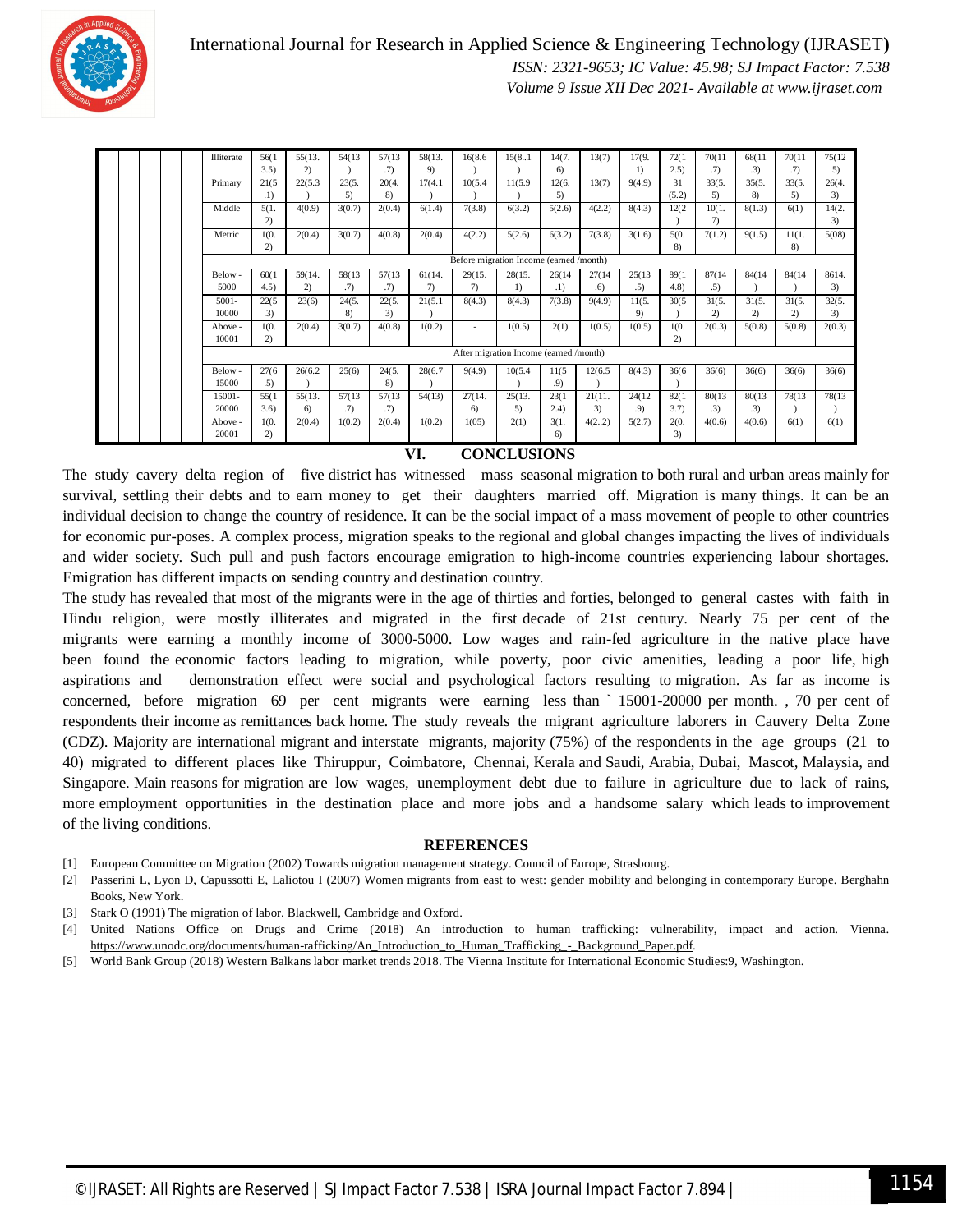| | | | | | Illiterate | 56(13.5) | 55(13.2) | 54(13) | 57(13.7) | 58(13.9) | 16(8.6) | 15(8..1) | 14(7.6) | 13(7) | 17(9.1) | 72(12.5) | 70(11.7) | 68(11.3) | 70(11.7) | 75(12.5) |
|---|---|---|---|---|---|---|---|---|---|---|---|---|---|---|---|---|---|---|---|---|
| | | | | | Primary | 21(5.1) | 22(5.3) | 23(5.5) | 20(4.8) | 17(4.1) | 10(5.4) | 11(5.9) | 12(6.5) | 13(7) | 9(4.9) | 31 (5.2) | 33(5.5) | 35(5.8) | 33(5.5) | 26(4.3) |
| | | | | | Middle | 5(1.2) | 4(0.9) | 3(0.7) | 2(0.4) | 6(1.4) | 7(3.8) | 6(3.2) | 5(2.6) | 4(2.2) | 8(4.3) | 12(2) | 10(1.7) | 8(1.3) | 6(1) | 14(2.3) |
| | | | | | Metric | 1(0.2) | 2(0.4) | 3(0.7) | 4(0.8) | 2(0.4) | 4(2.2) | 5(2.6) | 6(3.2) | 7(3.8) | 3(1.6) | 5(0.8) | 7(1.2) | 9(1.5) | 11(1.8) | 5(08) |
| | | | | | Before migration Income (earned /month) | | | | | | | | | | | | | | | |
| | | | | | Below - 5000 | 60(14.5) | 59(14.2) | 58(13.7) | 57(13.7) | 61(14.7) | 29(15.7) | 28(15.1) | 26(14.1) | 27(14.6) | 25(13.5) | 89(14.8) | 87(14.5) | 84(14) | 84(14) | 8614.3) |
| | | | | | 5001-10000 | 22(5.3) | 23(6) | 24(5.8) | 22(5.3) | 21(5.1) | 8(4.3) | 8(4.3) | 7(3.8) | 9(4.9) | 11(5.9) | 30(5) | 31(5.2) | 31(5.2) | 31(5.2) | 32(5.3) |
| | | | | | Above - 10001 | 1(0.2) | 2(0.4) | 3(0.7) | 4(0.8) | 1(0.2) | - | 1(0.5) | 2(1) | 1(0.5) | 1(0.5) | 1(0.2) | 2(0.3) | 5(0.8) | 5(0.8) | 2(0.3) |
| | | | | | After migration Income (earned /month) | | | | | | | | | | | | | | | |
| | | | | | Below - 15000 | 27(6.5) | 26(6.2) | 25(6) | 24(5.8) | 28(6.7) | 9(4.9) | 10(5.4) | 11(5.9) | 12(6.5) | 8(4.3) | 36(6) | 36(6) | 36(6) | 36(6) | 36(6) |
| | | | | | 15001-20000 | 55(13.6) | 55(13.6) | 57(13.7) | 57(13.7) | 54(13) | 27(14.6) | 25(13.5) | 23(12.4) | 21(11.3) | 24(12.9) | 82(13.7) | 80(13.3) | 80(13.3) | 78(13) | 78(13) |
| | | | | | Above - 20001 | 1(0.2) | 2(0.4) | 1(0.2) | 2(0.4) | 1(0.2) | 1(05) | 2(1) | 3(1.6) | 4(2..2) | 5(2.7) | 2(0.3) | 4(0.6) | 4(0.6) | 6(1) | 6(1) |

## VI. CONCLUSIONS

The study cavery delta region of five district has witnessed mass seasonal migration to both rural and urban areas mainly for survival, settling their debts and to earn money to get their daughters married off. Migration is many things. It can be an individual decision to change the country of residence. It can be the social impact of a mass movement of people to other countries for economic pur-poses. A complex process, migration speaks to the regional and global changes impacting the lives of individuals and wider society. Such pull and push factors encourage emigration to high-income countries experiencing labour shortages. Emigration has different impacts on sending country and destination country.

The study has revealed that most of the migrants were in the age of thirties and forties, belonged to general castes with faith in Hindu religion, were mostly illiterates and migrated in the first decade of 21st century. Nearly 75 per cent of the migrants were earning a monthly income of 3000-5000. Low wages and rain-fed agriculture in the native place have been found the economic factors leading to migration, while poverty, poor civic amenities, leading a poor life, high aspirations and demonstration effect were social and psychological factors resulting to migration. As far as income is concerned, before migration 69 per cent migrants were earning less than ` 15001-20000 per month. , 70 per cent of respondents their income as remittances back home. The study reveals the migrant agriculture laborers in Cauvery Delta Zone (CDZ). Majority are international migrant and interstate migrants, majority (75%) of the respondents in the age groups (21 to 40) migrated to different places like Thiruppur, Coimbatore, Chennai, Kerala and Saudi, Arabia, Dubai, Mascot, Malaysia, and Singapore. Main reasons for migration are low wages, unemployment debt due to failure in agriculture due to lack of rains, more employment opportunities in the destination place and more jobs and a handsome salary which leads to improvement of the living conditions.

## REFERENCES

[1] European Committee on Migration (2002) Towards migration management strategy. Council of Europe, Strasbourg.

[2] Passerini L, Lyon D, Capussotti E, Laliotou I (2007) Women migrants from east to west: gender mobility and belonging in contemporary Europe. Berghahn Books, New York.

[3] Stark O (1991) The migration of labor. Blackwell, Cambridge and Oxford.

[4] United Nations Office on Drugs and Crime (2018) An introduction to human trafficking: vulnerability, impact and action. Vienna. https://www.unodc.org/documents/human-rafficking/An_Introduction_to_Human_Trafficking_-_Background_Paper.pdf.

[5] World Bank Group (2018) Western Balkans labor market trends 2018. The Vienna Institute for International Economic Studies:9, Washington.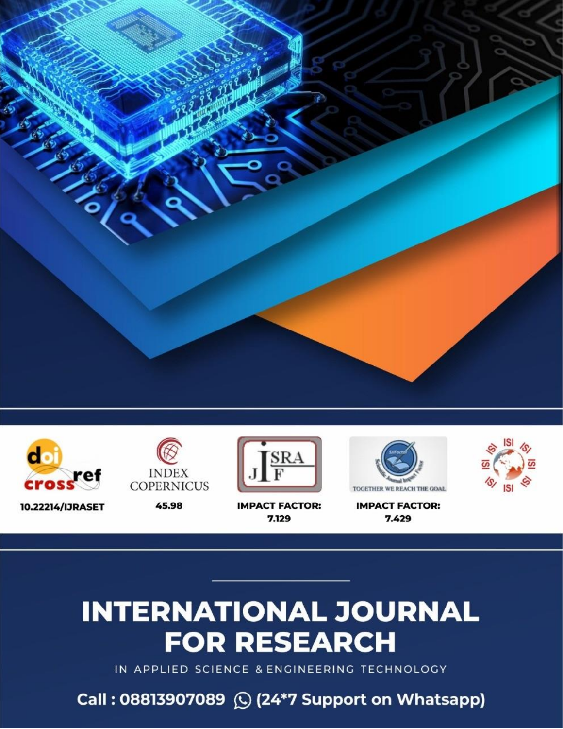10.22214/IJRASET

INDEX COPERNICUS

45.98

IMPACT FACTOR: 7.129

IMPACT FACTOR: 7.429

# INTERNATIONAL JOURNAL FOR RESEARCH

IN APPLIED SCIENCE & ENGINEERING TECHNOLOGY

Call : 08813907089 (24*7 Support on Whatsapp)